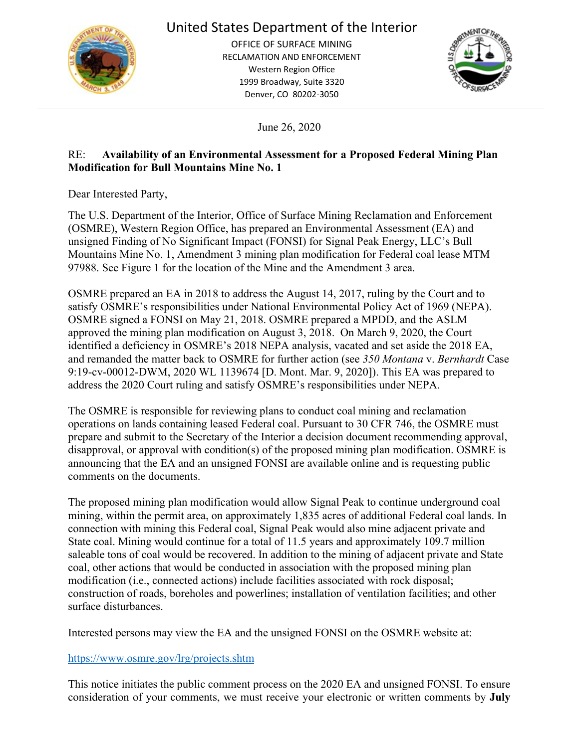# United States Department of the Interior

OFFICE OF SURFACE MINING
RECLAMATION AND ENFORCEMENT
Western Region Office
1999 Broadway, Suite 3320
Denver, CO 80202-3050

June 26, 2020

RE: **Availability of an Environmental Assessment for a Proposed Federal Mining Plan Modification for Bull Mountains Mine No. 1**

Dear Interested Party,

The U.S. Department of the Interior, Office of Surface Mining Reclamation and Enforcement (OSMRE), Western Region Office, has prepared an Environmental Assessment (EA) and unsigned Finding of No Significant Impact (FONSI) for Signal Peak Energy, LLC's Bull Mountains Mine No. 1, Amendment 3 mining plan modification for Federal coal lease MTM 97988. See Figure 1 for the location of the Mine and the Amendment 3 area.

OSMRE prepared an EA in 2018 to address the August 14, 2017, ruling by the Court and to satisfy OSMRE's responsibilities under National Environmental Policy Act of 1969 (NEPA). OSMRE signed a FONSI on May 21, 2018. OSMRE prepared a MPDD, and the ASLM approved the mining plan modification on August 3, 2018. On March 9, 2020, the Court identified a deficiency in OSMRE's 2018 NEPA analysis, vacated and set aside the 2018 EA, and remanded the matter back to OSMRE for further action (see *350 Montana* v. *Bernhardt* Case 9:19-cv-00012-DWM, 2020 WL 1139674 [D. Mont. Mar. 9, 2020]). This EA was prepared to address the 2020 Court ruling and satisfy OSMRE's responsibilities under NEPA.

The OSMRE is responsible for reviewing plans to conduct coal mining and reclamation operations on lands containing leased Federal coal. Pursuant to 30 CFR 746, the OSMRE must prepare and submit to the Secretary of the Interior a decision document recommending approval, disapproval, or approval with condition(s) of the proposed mining plan modification. OSMRE is announcing that the EA and an unsigned FONSI are available online and is requesting public comments on the documents.

The proposed mining plan modification would allow Signal Peak to continue underground coal mining, within the permit area, on approximately 1,835 acres of additional Federal coal lands. In connection with mining this Federal coal, Signal Peak would also mine adjacent private and State coal. Mining would continue for a total of 11.5 years and approximately 109.7 million saleable tons of coal would be recovered. In addition to the mining of adjacent private and State coal, other actions that would be conducted in association with the proposed mining plan modification (i.e., connected actions) include facilities associated with rock disposal; construction of roads, boreholes and powerlines; installation of ventilation facilities; and other surface disturbances.

Interested persons may view the EA and the unsigned FONSI on the OSMRE website at:

https://www.osmre.gov/lrg/projects.shtm

This notice initiates the public comment process on the 2020 EA and unsigned FONSI. To ensure consideration of your comments, we must receive your electronic or written comments by **July**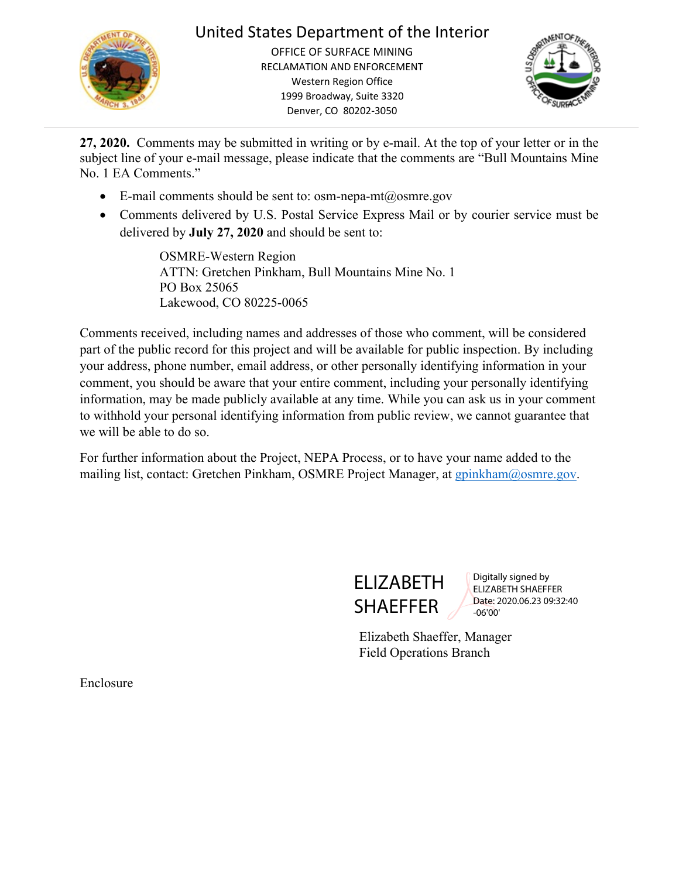**27, 2020.** Comments may be submitted in writing or by e-mail. At the top of your letter or in the subject line of your e-mail message, please indicate that the comments are "Bull Mountains Mine No. 1 EA Comments."

- E-mail comments should be sent to: osm-nepa-mt@osmre.gov
- Comments delivered by U.S. Postal Service Express Mail or by courier service must be delivered by **July 27, 2020** and should be sent to:

  OSMRE-Western Region
  ATTN: Gretchen Pinkham, Bull Mountains Mine No. 1
  PO Box 25065
  Lakewood, CO 80225-0065

Comments received, including names and addresses of those who comment, will be considered part of the public record for this project and will be available for public inspection. By including your address, phone number, email address, or other personally identifying information in your comment, you should be aware that your entire comment, including your personally identifying information, may be made publicly available at any time. While you can ask us in your comment to withhold your personal identifying information from public review, we cannot guarantee that we will be able to do so.

For further information about the Project, NEPA Process, or to have your name added to the mailing list, contact: Gretchen Pinkham, OSMRE Project Manager, at gpinkham@osmre.gov.

ELIZABETH SHAEFFER
Digitally signed by ELIZABETH SHAEFFER
Date: 2020.06.23 09:32:40 -06'00'

Elizabeth Shaeffer, Manager
Field Operations Branch

Enclosure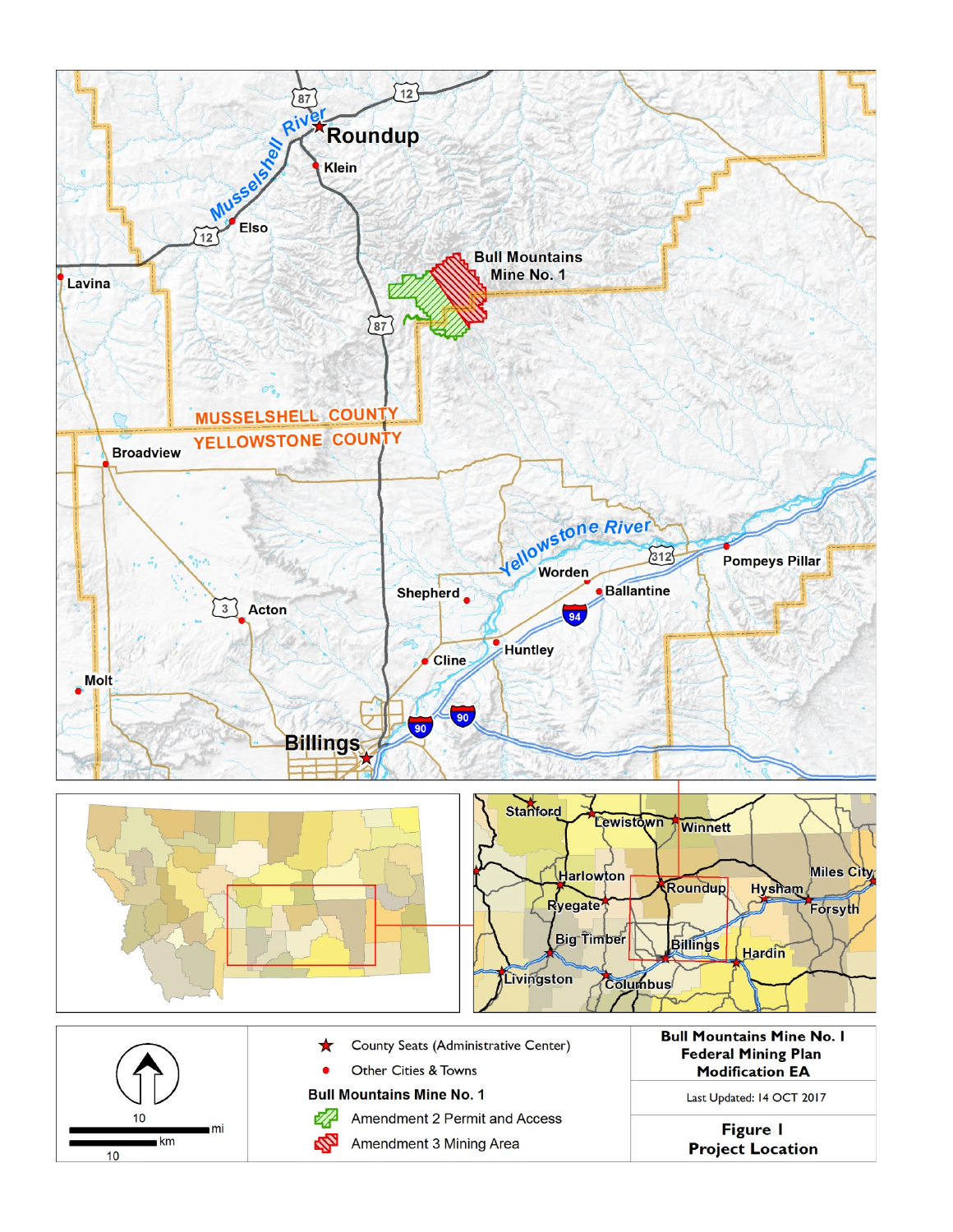Roundup

Klein

Elso

Musselshell River

Lavina

Bull Mountains Mine No. 1

MUSSELSHELL COUNTY

YELLOWSTONE COUNTY

Broadview

Yellowstone River

Worden

Ballantine

Pompeys Pillar

Shepherd

Acton

Huntley

Cline

Molt

Billings

87

12

312

94

90

3

Stanford

Lewistown

Winnett

Harlowton

Roundup

Hysham

Miles City

Forsyth

Ryegate

Big Timber

Billings

Hardin

Livingston

Columbus

10 mi

10 km

★ County Seats (Administrative Center)

● Other Cities & Towns

**Bull Mountains Mine No. 1**

Amendment 2 Permit and Access

Amendment 3 Mining Area

**Bull Mountains Mine No. I Federal Mining Plan Modification EA**

Last Updated: 14 OCT 2017

**Figure 1**
**Project Location**